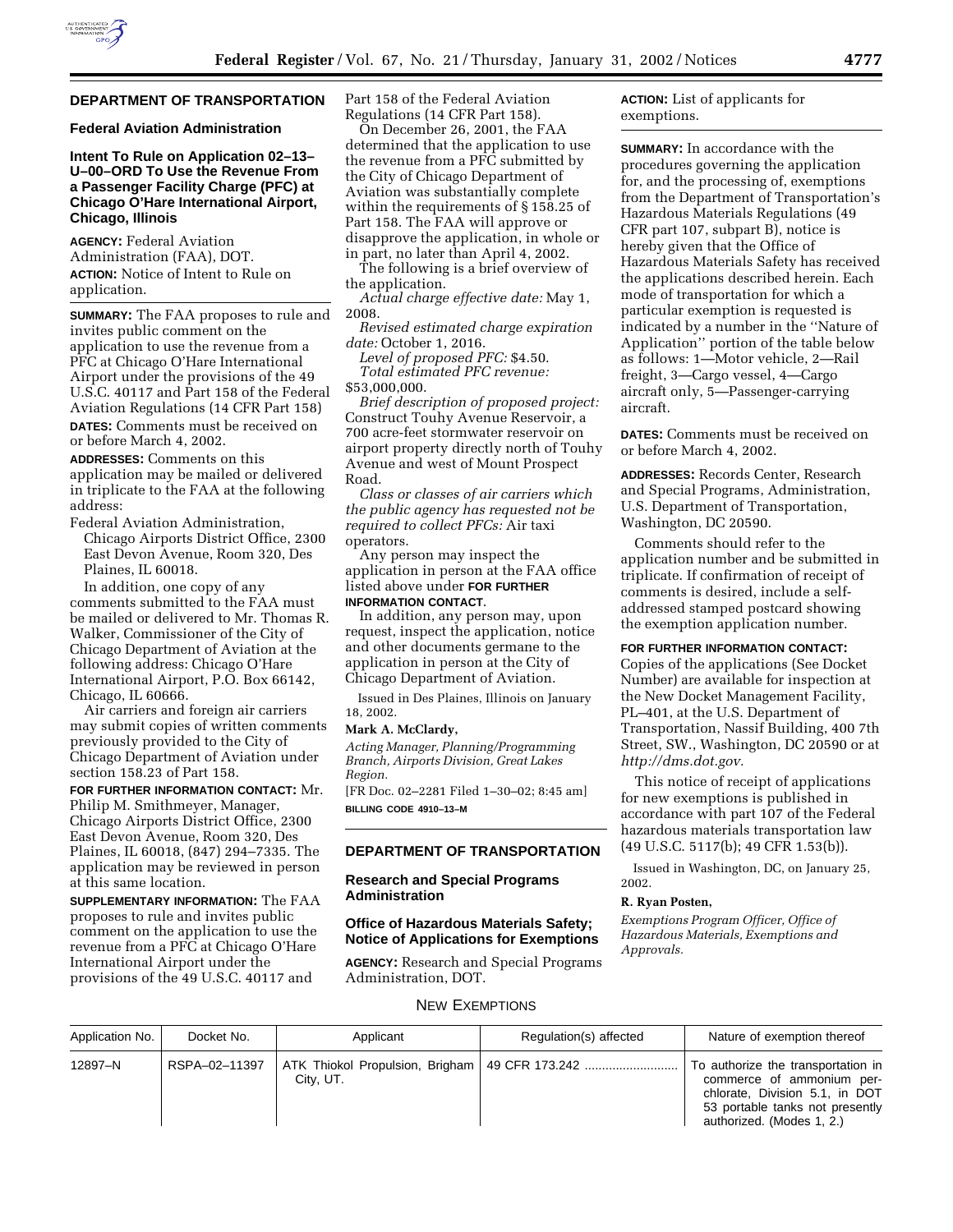## DEPARTMENT OF TRANSPORTATION

### Federal Aviation Administration

### Intent To Rule on Application 02–13–U–00–ORD To Use the Revenue From a Passenger Facility Charge (PFC) at Chicago O'Hare International Airport, Chicago, Illinois

**AGENCY:** Federal Aviation Administration (FAA), DOT.

**ACTION:** Notice of Intent to Rule on application.

**SUMMARY:** The FAA proposes to rule and invites public comment on the application to use the revenue from a PFC at Chicago O'Hare International Airport under the provisions of the 49 U.S.C. 40117 and Part 158 of the Federal Aviation Regulations (14 CFR Part 158)

**DATES:** Comments must be received on or before March 4, 2002.

**ADDRESSES:** Comments on this application may be mailed or delivered in triplicate to the FAA at the following address:

Federal Aviation Administration, Chicago Airports District Office, 2300 East Devon Avenue, Room 320, Des Plaines, IL 60018.

In addition, one copy of any comments submitted to the FAA must be mailed or delivered to Mr. Thomas R. Walker, Commissioner of the City of Chicago Department of Aviation at the following address: Chicago O'Hare International Airport, P.O. Box 66142, Chicago, IL 60666.

Air carriers and foreign air carriers may submit copies of written comments previously provided to the City of Chicago Department of Aviation under section 158.23 of Part 158.

**FOR FURTHER INFORMATION CONTACT:** Mr. Philip M. Smithmeyer, Manager, Chicago Airports District Office, 2300 East Devon Avenue, Room 320, Des Plaines, IL 60018, (847) 294–7335. The application may be reviewed in person at this same location.

**SUPPLEMENTARY INFORMATION:** The FAA proposes to rule and invites public comment on the application to use the revenue from a PFC at Chicago O'Hare International Airport under the provisions of the 49 U.S.C. 40117 and Part 158 of the Federal Aviation Regulations (14 CFR Part 158).

On December 26, 2001, the FAA determined that the application to use the revenue from a PFC submitted by the City of Chicago Department of Aviation was substantially complete within the requirements of § 158.25 of Part 158. The FAA will approve or disapprove the application, in whole or in part, no later than April 4, 2002.

The following is a brief overview of the application.

*Actual charge effective date:* May 1, 2008.

*Revised estimated charge expiration date:* October 1, 2016.

*Level of proposed PFC:* $4.50.

*Total estimated PFC revenue:* $53,000,000.

*Brief description of proposed project:* Construct Touhy Avenue Reservoir, a 700 acre-feet stormwater reservoir on airport property directly north of Touhy Avenue and west of Mount Prospect Road.

*Class or classes of air carriers which the public agency has requested not be required to collect PFCs:* Air taxi operators.

Any person may inspect the application in person at the FAA office listed above under **FOR FURTHER INFORMATION CONTACT.**

In addition, any person may, upon request, inspect the application, notice and other documents germane to the application in person at the City of Chicago Department of Aviation.

Issued in Des Plaines, Illinois on January 18, 2002.

**Mark A. McClardy,**

*Acting Manager, Planning/Programming Branch, Airports Division, Great Lakes Region.*

[FR Doc. 02–2281 Filed 1–30–02; 8:45 am]

**BILLING CODE 4910–13–M**

## DEPARTMENT OF TRANSPORTATION

### Research and Special Programs Administration

### Office of Hazardous Materials Safety; Notice of Applications for Exemptions

**AGENCY:** Research and Special Programs Administration, DOT.

**ACTION:** List of applicants for exemptions.

**SUMMARY:** In accordance with the procedures governing the application for, and the processing of, exemptions from the Department of Transportation's Hazardous Materials Regulations (49 CFR part 107, subpart B), notice is hereby given that the Office of Hazardous Materials Safety has received the applications described herein. Each mode of transportation for which a particular exemption is requested is indicated by a number in the ''Nature of Application'' portion of the table below as follows: 1—Motor vehicle, 2—Rail freight, 3—Cargo vessel, 4—Cargo aircraft only, 5—Passenger-carrying aircraft.

**DATES:** Comments must be received on or before March 4, 2002.

**ADDRESSES:** Records Center, Research and Special Programs, Administration, U.S. Department of Transportation, Washington, DC 20590.

Comments should refer to the application number and be submitted in triplicate. If confirmation of receipt of comments is desired, include a self-addressed stamped postcard showing the exemption application number.

**FOR FURTHER INFORMATION CONTACT:** Copies of the applications (See Docket Number) are available for inspection at the New Docket Management Facility, PL–401, at the U.S. Department of Transportation, Nassif Building, 400 7th Street, SW., Washington, DC 20590 or at *http://dms.dot.gov.*

This notice of receipt of applications for new exemptions is published in accordance with part 107 of the Federal hazardous materials transportation law (49 U.S.C. 5117(b); 49 CFR 1.53(b)).

Issued in Washington, DC, on January 25, 2002.

**R. Ryan Posten,**

*Exemptions Program Officer, Office of Hazardous Materials, Exemptions and Approvals.*

NEW EXEMPTIONS

| Application No. | Docket No. | Applicant | Regulation(s) affected | Nature of exemption thereof |
|---|---|---|---|---|
| 12897–N | RSPA–02–11397 | ATK Thiokol Propulsion, Brigham City, UT. | 49 CFR 173.242 | To authorize the transportation in commerce of ammonium perchlorate, Division 5.1, in DOT 53 portable tanks not presently authorized. (Modes 1, 2.) |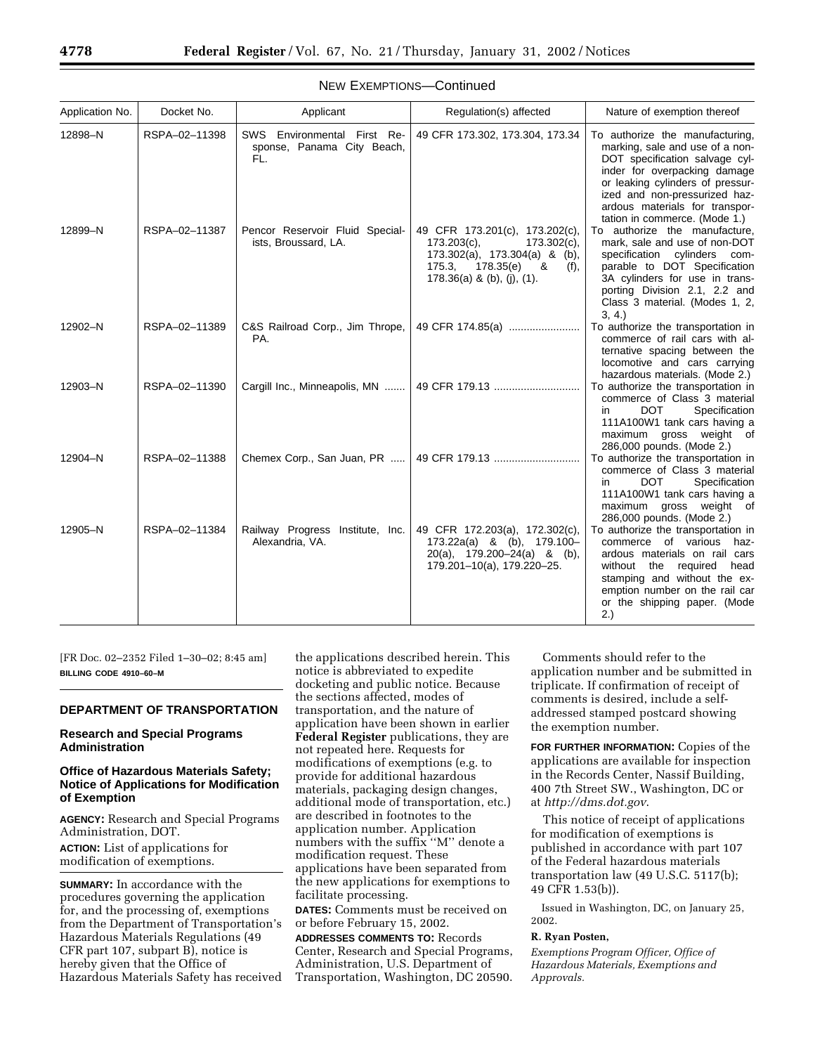NEW EXEMPTIONS—Continued

| Application No. | Docket No. | Applicant | Regulation(s) affected | Nature of exemption thereof |
|---|---|---|---|---|
| 12898–N | RSPA–02–11398 | SWS Environmental First Response, Panama City Beach, FL. | 49 CFR 173.302, 173.304, 173.34 | To authorize the manufacturing, marking, sale and use of a non-DOT specification salvage cylinder for overpacking damage or leaking cylinders of pressurized and non-pressurized hazardous materials for transportation in commerce. (Mode 1.) |
| 12899–N | RSPA–02–11387 | Pencor Reservoir Fluid Specialists, Broussard, LA. | 49 CFR 173.201(c), 173.202(c), 173.203(c), 173.302(c), 173.302(a), 173.304(a) & (b), 175.3, 178.35(e) & (f), 178.36(a) & (b), (j), (1). | To authorize the manufacture, mark, sale and use of non-DOT specification cylinders comparable to DOT Specification 3A cylinders for use in transporting Division 2.1, 2.2 and Class 3 material. (Modes 1, 2, 3, 4.) |
| 12902–N | RSPA–02–11389 | C&S Railroad Corp., Jim Thrope, PA. | 49 CFR 174.85(a) | To authorize the transportation in commerce of rail cars with alternative spacing between the locomotive and cars carrying hazardous materials. (Mode 2.) |
| 12903–N | RSPA–02–11390 | Cargill Inc., Minneapolis, MN | 49 CFR 179.13 | To authorize the transportation in commerce of Class 3 material in DOT Specification 111A100W1 tank cars having a maximum gross weight of 286,000 pounds. (Mode 2.) |
| 12904–N | RSPA–02–11388 | Chemex Corp., San Juan, PR | 49 CFR 179.13 | To authorize the transportation in commerce of Class 3 material in DOT Specification 111A100W1 tank cars having a maximum gross weight of 286,000 pounds. (Mode 2.) |
| 12905–N | RSPA–02–11384 | Railway Progress Institute, Inc. Alexandria, VA. | 49 CFR 172.203(a), 172.302(c), 173.22a(a) & (b), 179.100–20(a), 179.200–24(a) & (b), 179.201–10(a), 179.220–25. | To authorize the transportation in commerce of various hazardous materials on rail cars without the required head stamping and without the exemption number on the rail car or the shipping paper. (Mode 2.) |

[FR Doc. 02–2352 Filed 1–30–02; 8:45 am]

**BILLING CODE 4910–60–M**

---

## DEPARTMENT OF TRANSPORTATION

### Research and Special Programs Administration

### Office of Hazardous Materials Safety; Notice of Applications for Modification of Exemption

**AGENCY:** Research and Special Programs Administration, DOT.

**ACTION:** List of applications for modification of exemptions.

**SUMMARY:** In accordance with the procedures governing the application for, and the processing of, exemptions from the Department of Transportation's Hazardous Materials Regulations (49 CFR part 107, subpart B), notice is hereby given that the Office of Hazardous Materials Safety has received the applications described herein. This notice is abbreviated to expedite docketing and public notice. Because the sections affected, modes of transportation, and the nature of application have been shown in earlier **Federal Register** publications, they are not repeated here. Requests for modifications of exemptions (e.g. to provide for additional hazardous materials, packaging design changes, additional mode of transportation, etc.) are described in footnotes to the application number. Application numbers with the suffix ''M'' denote a modification request. These applications have been separated from the new applications for exemptions to facilitate processing.

**DATES:** Comments must be received on or before February 15, 2002.

**ADDRESSES COMMENTS TO:** Records Center, Research and Special Programs, Administration, U.S. Department of Transportation, Washington, DC 20590.

Comments should refer to the application number and be submitted in triplicate. If confirmation of receipt of comments is desired, include a self-addressed stamped postcard showing the exemption number.

**FOR FURTHER INFORMATION:** Copies of the applications are available for inspection in the Records Center, Nassif Building, 400 7th Street SW., Washington, DC or at *http://dms.dot.gov*.

This notice of receipt of applications for modification of exemptions is published in accordance with part 107 of the Federal hazardous materials transportation law (49 U.S.C. 5117(b); 49 CFR 1.53(b)).

Issued in Washington, DC, on January 25, 2002.

**R. Ryan Posten,**

*Exemptions Program Officer, Office of Hazardous Materials, Exemptions and Approvals.*